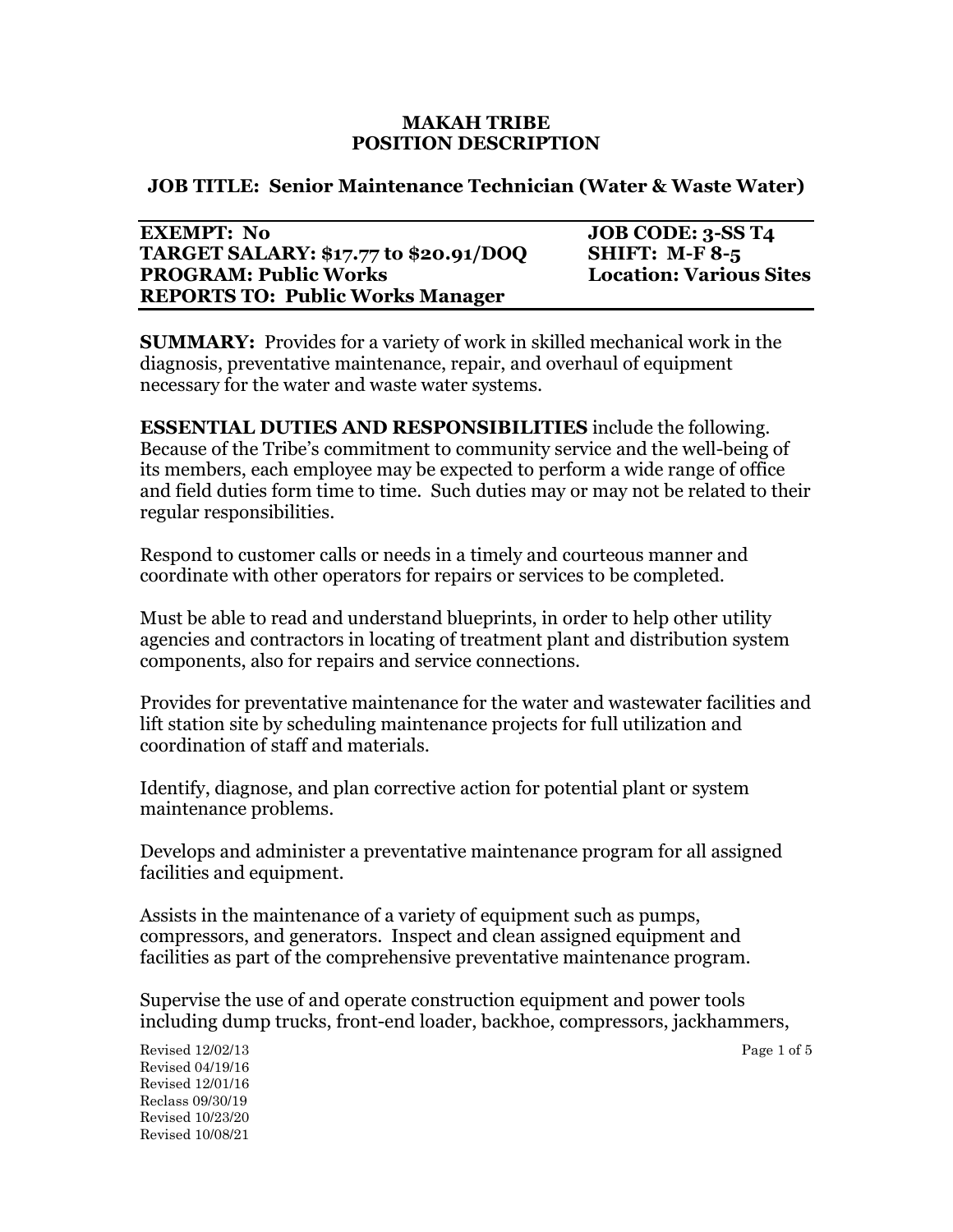**MAKAH TRIBE**
**POSITION DESCRIPTION**

**JOB TITLE: Senior Maintenance Technician (Water & Waste Water)**

| | |
|---|---|
| **EXEMPT: No** | **JOB CODE: 3-SS T4** |
| **TARGET SALARY: $17.77 to $20.91/DOQ** | **SHIFT: M-F 8-5** |
| **PROGRAM: Public Works** | **Location: Various Sites** |
| **REPORTS TO: Public Works Manager** | |

**SUMMARY:** Provides for a variety of work in skilled mechanical work in the diagnosis, preventative maintenance, repair, and overhaul of equipment necessary for the water and waste water systems.

**ESSENTIAL DUTIES AND RESPONSIBILITIES** include the following. Because of the Tribe's commitment to community service and the well-being of its members, each employee may be expected to perform a wide range of office and field duties form time to time. Such duties may or may not be related to their regular responsibilities.

Respond to customer calls or needs in a timely and courteous manner and coordinate with other operators for repairs or services to be completed.

Must be able to read and understand blueprints, in order to help other utility agencies and contractors in locating of treatment plant and distribution system components, also for repairs and service connections.

Provides for preventative maintenance for the water and wastewater facilities and lift station site by scheduling maintenance projects for full utilization and coordination of staff and materials.

Identify, diagnose, and plan corrective action for potential plant or system maintenance problems.

Develops and administer a preventative maintenance program for all assigned facilities and equipment.

Assists in the maintenance of a variety of equipment such as pumps, compressors, and generators. Inspect and clean assigned equipment and facilities as part of the comprehensive preventative maintenance program.

Supervise the use of and operate construction equipment and power tools including dump trucks, front-end loader, backhoe, compressors, jackhammers,

Revised 12/02/13
Revised 04/19/16
Revised 12/01/16
Reclass 09/30/19
Revised 10/23/20
Revised 10/08/21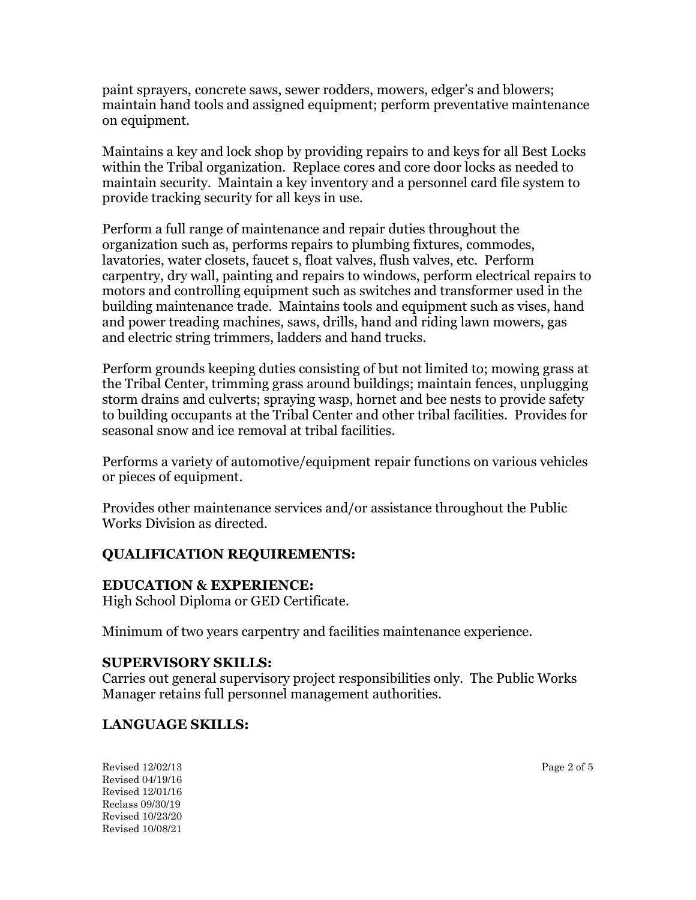paint sprayers, concrete saws, sewer rodders, mowers, edger's and blowers; maintain hand tools and assigned equipment; perform preventative maintenance on equipment.

Maintains a key and lock shop by providing repairs to and keys for all Best Locks within the Tribal organization. Replace cores and core door locks as needed to maintain security. Maintain a key inventory and a personnel card file system to provide tracking security for all keys in use.

Perform a full range of maintenance and repair duties throughout the organization such as, performs repairs to plumbing fixtures, commodes, lavatories, water closets, faucet s, float valves, flush valves, etc. Perform carpentry, dry wall, painting and repairs to windows, perform electrical repairs to motors and controlling equipment such as switches and transformer used in the building maintenance trade. Maintains tools and equipment such as vises, hand and power treading machines, saws, drills, hand and riding lawn mowers, gas and electric string trimmers, ladders and hand trucks.

Perform grounds keeping duties consisting of but not limited to; mowing grass at the Tribal Center, trimming grass around buildings; maintain fences, unplugging storm drains and culverts; spraying wasp, hornet and bee nests to provide safety to building occupants at the Tribal Center and other tribal facilities. Provides for seasonal snow and ice removal at tribal facilities.

Performs a variety of automotive/equipment repair functions on various vehicles or pieces of equipment.

Provides other maintenance services and/or assistance throughout the Public Works Division as directed.

## QUALIFICATION REQUIREMENTS:

### EDUCATION & EXPERIENCE:

High School Diploma or GED Certificate.

Minimum of two years carpentry and facilities maintenance experience.

### SUPERVISORY SKILLS:

Carries out general supervisory project responsibilities only. The Public Works Manager retains full personnel management authorities.

### LANGUAGE SKILLS: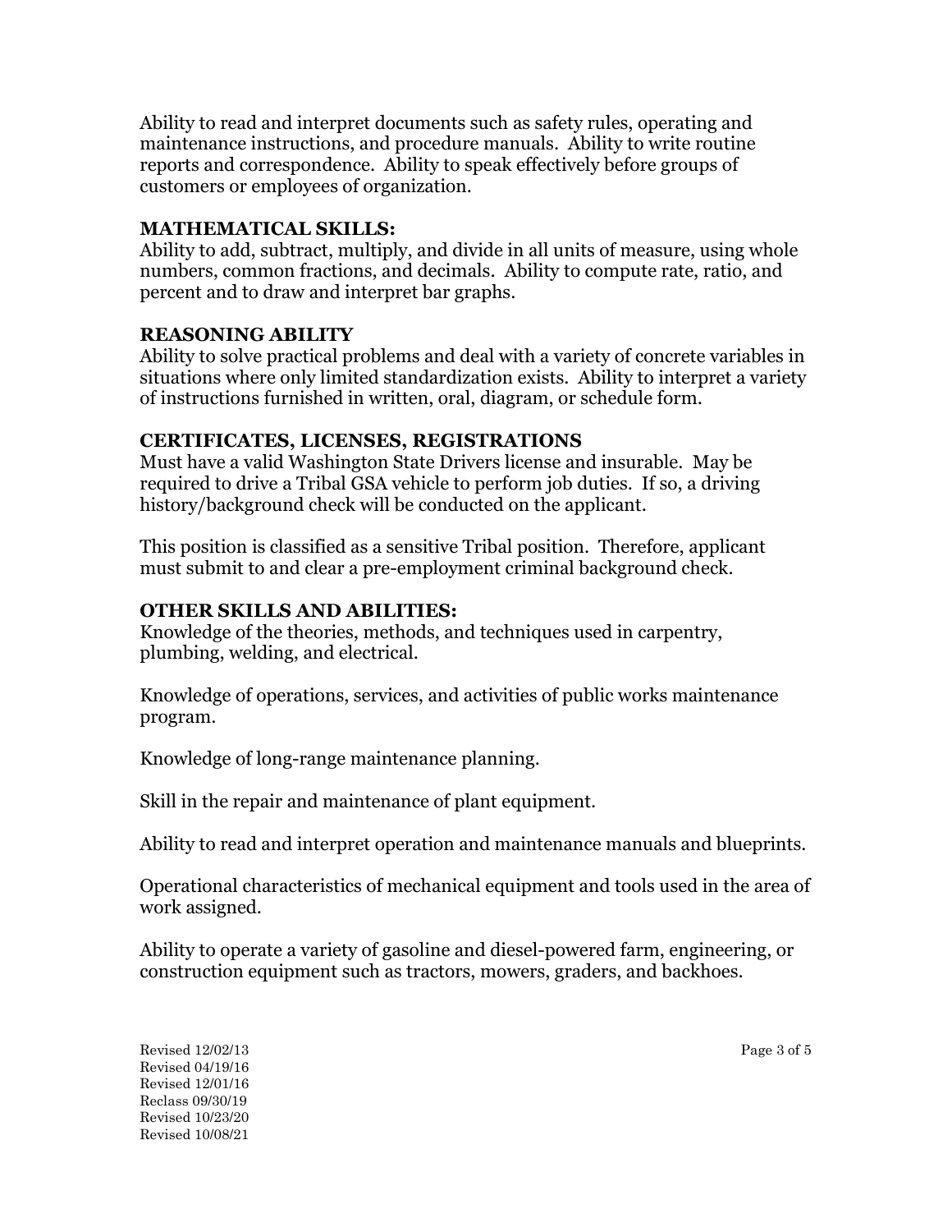Ability to read and interpret documents such as safety rules, operating and maintenance instructions, and procedure manuals. Ability to write routine reports and correspondence. Ability to speak effectively before groups of customers or employees of organization.

## MATHEMATICAL SKILLS:

Ability to add, subtract, multiply, and divide in all units of measure, using whole numbers, common fractions, and decimals. Ability to compute rate, ratio, and percent and to draw and interpret bar graphs.

## REASONING ABILITY

Ability to solve practical problems and deal with a variety of concrete variables in situations where only limited standardization exists. Ability to interpret a variety of instructions furnished in written, oral, diagram, or schedule form.

## CERTIFICATES, LICENSES, REGISTRATIONS

Must have a valid Washington State Drivers license and insurable. May be required to drive a Tribal GSA vehicle to perform job duties. If so, a driving history/background check will be conducted on the applicant.

This position is classified as a sensitive Tribal position. Therefore, applicant must submit to and clear a pre-employment criminal background check.

## OTHER SKILLS AND ABILITIES:

Knowledge of the theories, methods, and techniques used in carpentry, plumbing, welding, and electrical.

Knowledge of operations, services, and activities of public works maintenance program.

Knowledge of long-range maintenance planning.

Skill in the repair and maintenance of plant equipment.

Ability to read and interpret operation and maintenance manuals and blueprints.

Operational characteristics of mechanical equipment and tools used in the area of work assigned.

Ability to operate a variety of gasoline and diesel-powered farm, engineering, or construction equipment such as tractors, mowers, graders, and backhoes.

Revised 12/02/13
Revised 04/19/16
Revised 12/01/16
Reclass 09/30/19
Revised 10/23/20
Revised 10/08/21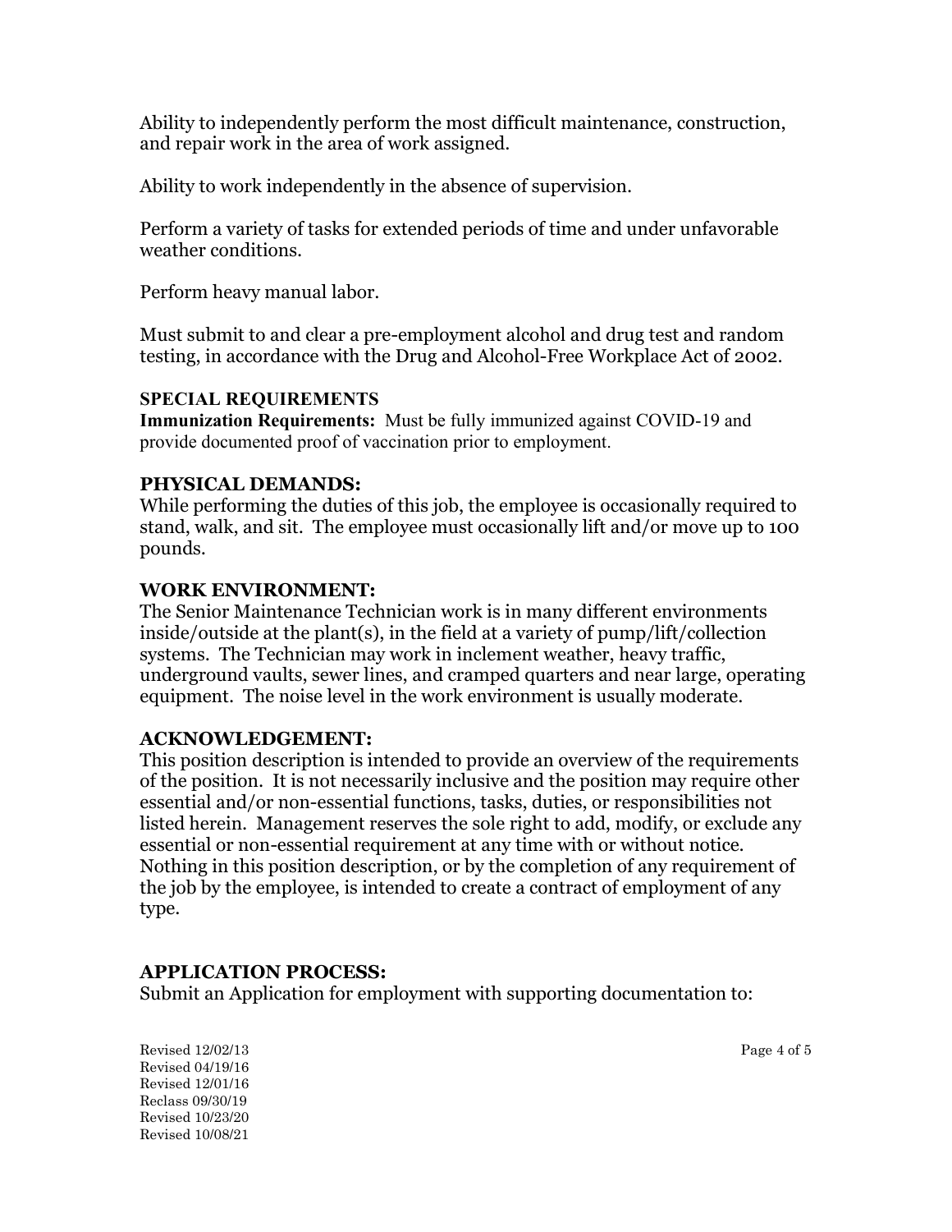Ability to independently perform the most difficult maintenance, construction, and repair work in the area of work assigned.

Ability to work independently in the absence of supervision.

Perform a variety of tasks for extended periods of time and under unfavorable weather conditions.

Perform heavy manual labor.

Must submit to and clear a pre-employment alcohol and drug test and random testing, in accordance with the Drug and Alcohol-Free Workplace Act of 2002.

### SPECIAL REQUIREMENTS

**Immunization Requirements:** Must be fully immunized against COVID-19 and provide documented proof of vaccination prior to employment.

### PHYSICAL DEMANDS:

While performing the duties of this job, the employee is occasionally required to stand, walk, and sit. The employee must occasionally lift and/or move up to 100 pounds.

### WORK ENVIRONMENT:

The Senior Maintenance Technician work is in many different environments inside/outside at the plant(s), in the field at a variety of pump/lift/collection systems. The Technician may work in inclement weather, heavy traffic, underground vaults, sewer lines, and cramped quarters and near large, operating equipment. The noise level in the work environment is usually moderate.

### ACKNOWLEDGEMENT:

This position description is intended to provide an overview of the requirements of the position. It is not necessarily inclusive and the position may require other essential and/or non-essential functions, tasks, duties, or responsibilities not listed herein. Management reserves the sole right to add, modify, or exclude any essential or non-essential requirement at any time with or without notice. Nothing in this position description, or by the completion of any requirement of the job by the employee, is intended to create a contract of employment of any type.

### APPLICATION PROCESS:

Submit an Application for employment with supporting documentation to:

Revised 12/02/13
Revised 04/19/16
Revised 12/01/16
Reclass 09/30/19
Revised 10/23/20
Revised 10/08/21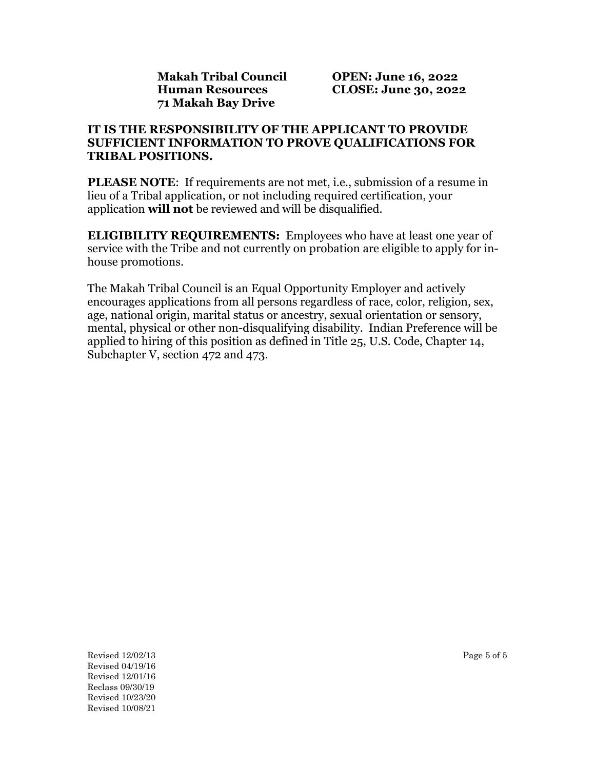**Makah Tribal Council**
**Human Resources**
**71 Makah Bay Drive**

**OPEN: June 16, 2022**
**CLOSE: June 30, 2022**

**IT IS THE RESPONSIBILITY OF THE APPLICANT TO PROVIDE SUFFICIENT INFORMATION TO PROVE QUALIFICATIONS FOR TRIBAL POSITIONS.**

**PLEASE NOTE**: If requirements are not met, i.e., submission of a resume in lieu of a Tribal application, or not including required certification, your application **will not** be reviewed and will be disqualified.

**ELIGIBILITY REQUIREMENTS:** Employees who have at least one year of service with the Tribe and not currently on probation are eligible to apply for in-house promotions.

The Makah Tribal Council is an Equal Opportunity Employer and actively encourages applications from all persons regardless of race, color, religion, sex, age, national origin, marital status or ancestry, sexual orientation or sensory, mental, physical or other non-disqualifying disability. Indian Preference will be applied to hiring of this position as defined in Title 25, U.S. Code, Chapter 14, Subchapter V, section 472 and 473.

Revised 12/02/13
Revised 04/19/16
Revised 12/01/16
Reclass 09/30/19
Revised 10/23/20
Revised 10/08/21